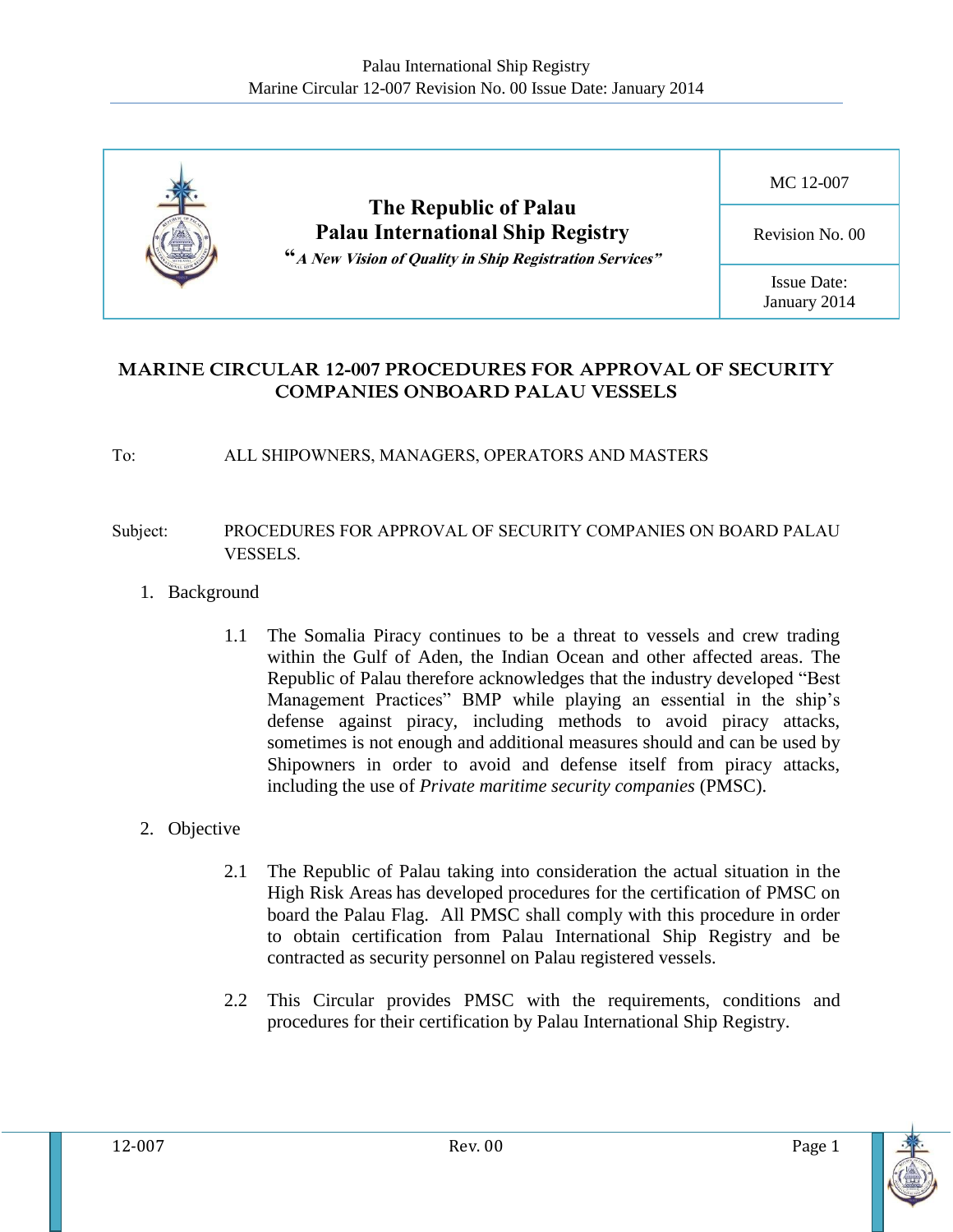| The Republic of Palau<br>Palau International Ship Registry<br>*"A New Vision of Quality in Ship Registration Services"* | MC 12-007 |
|---|---|
| | Revision No. 00 |
| | Issue Date: January 2014 |

# MARINE CIRCULAR 12-007 PROCEDURES FOR APPROVAL OF SECURITY COMPANIES ONBOARD PALAU VESSELS

To: ALL SHIPOWNERS, MANAGERS, OPERATORS AND MASTERS

Subject: PROCEDURES FOR APPROVAL OF SECURITY COMPANIES ON BOARD PALAU VESSELS.

## 1. Background

1.1 The Somalia Piracy continues to be a threat to vessels and crew trading within the Gulf of Aden, the Indian Ocean and other affected areas. The Republic of Palau therefore acknowledges that the industry developed "Best Management Practices" BMP while playing an essential in the ship's defense against piracy, including methods to avoid piracy attacks, sometimes is not enough and additional measures should and can be used by Shipowners in order to avoid and defense itself from piracy attacks, including the use of *Private maritime security companies* (PMSC).

## 2. Objective

2.1 The Republic of Palau taking into consideration the actual situation in the High Risk Areas has developed procedures for the certification of PMSC on board the Palau Flag. All PMSC shall comply with this procedure in order to obtain certification from Palau International Ship Registry and be contracted as security personnel on Palau registered vessels.

2.2 This Circular provides PMSC with the requirements, conditions and procedures for their certification by Palau International Ship Registry.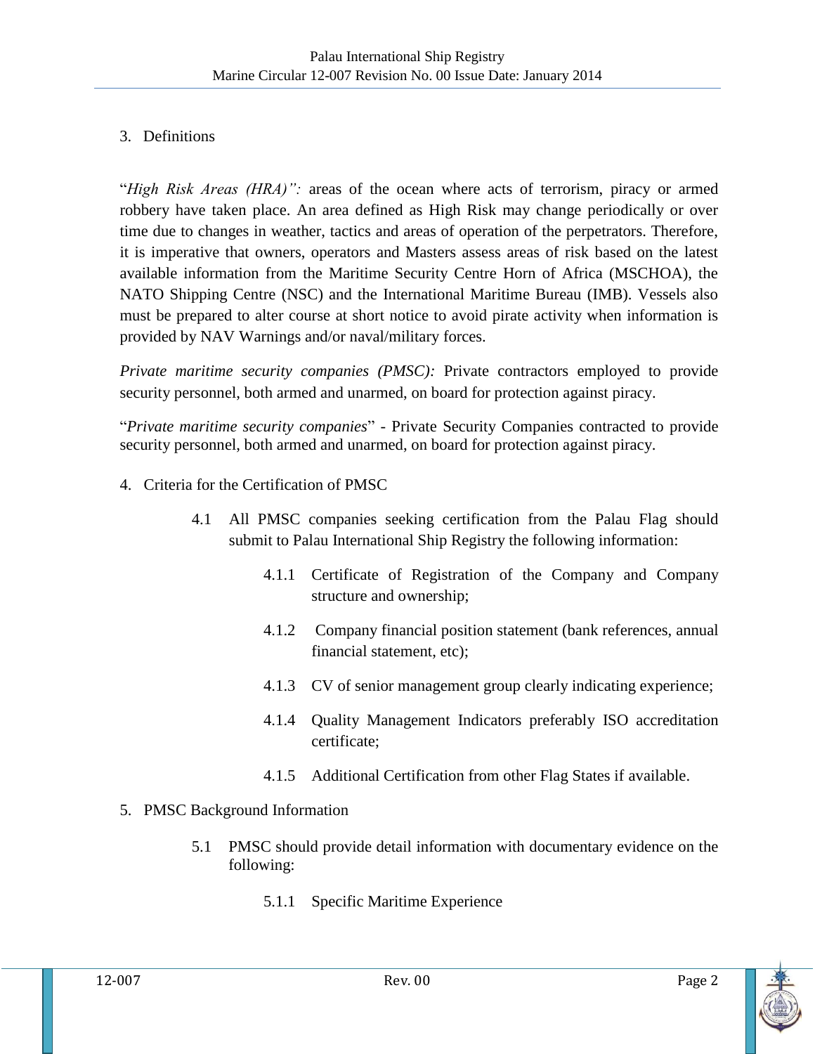## 3. Definitions

"*High Risk Areas (HRA)":* areas of the ocean where acts of terrorism, piracy or armed robbery have taken place. An area defined as High Risk may change periodically or over time due to changes in weather, tactics and areas of operation of the perpetrators. Therefore, it is imperative that owners, operators and Masters assess areas of risk based on the latest available information from the Maritime Security Centre Horn of Africa (MSCHOA), the NATO Shipping Centre (NSC) and the International Maritime Bureau (IMB). Vessels also must be prepared to alter course at short notice to avoid pirate activity when information is provided by NAV Warnings and/or naval/military forces.

*Private maritime security companies (PMSC):* Private contractors employed to provide security personnel, both armed and unarmed, on board for protection against piracy.

"*Private maritime security companies*" - Private Security Companies contracted to provide security personnel, both armed and unarmed, on board for protection against piracy.

## 4. Criteria for the Certification of PMSC

4.1 All PMSC companies seeking certification from the Palau Flag should submit to Palau International Ship Registry the following information:

- 4.1.1 Certificate of Registration of the Company and Company structure and ownership;
- 4.1.2 Company financial position statement (bank references, annual financial statement, etc);
- 4.1.3 CV of senior management group clearly indicating experience;
- 4.1.4 Quality Management Indicators preferably ISO accreditation certificate;
- 4.1.5 Additional Certification from other Flag States if available.

## 5. PMSC Background Information

5.1 PMSC should provide detail information with documentary evidence on the following:

- 5.1.1 Specific Maritime Experience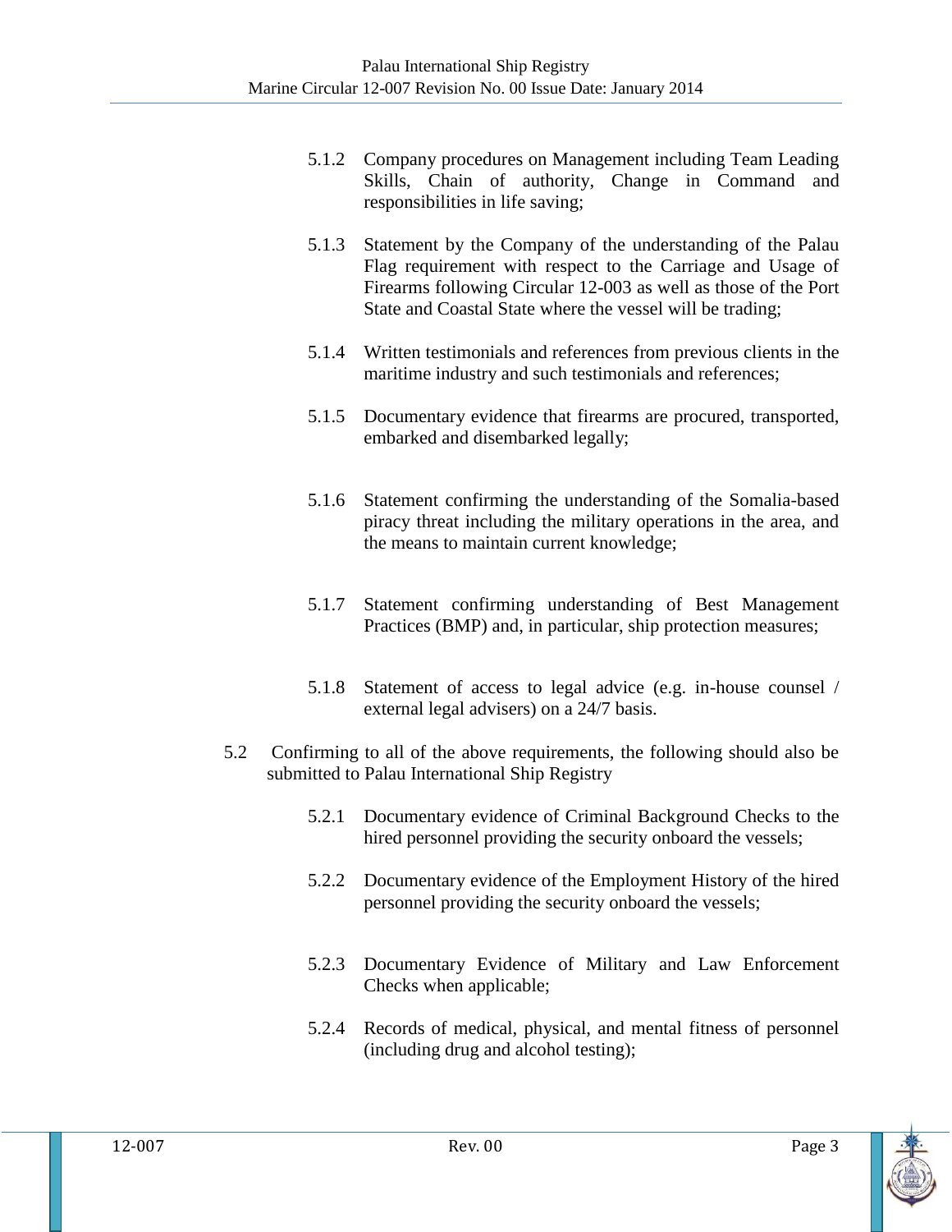5.1.2 Company procedures on Management including Team Leading Skills, Chain of authority, Change in Command and responsibilities in life saving;

5.1.3 Statement by the Company of the understanding of the Palau Flag requirement with respect to the Carriage and Usage of Firearms following Circular 12-003 as well as those of the Port State and Coastal State where the vessel will be trading;

5.1.4 Written testimonials and references from previous clients in the maritime industry and such testimonials and references;

5.1.5 Documentary evidence that firearms are procured, transported, embarked and disembarked legally;

5.1.6 Statement confirming the understanding of the Somalia-based piracy threat including the military operations in the area, and the means to maintain current knowledge;

5.1.7 Statement confirming understanding of Best Management Practices (BMP) and, in particular, ship protection measures;

5.1.8 Statement of access to legal advice (e.g. in-house counsel / external legal advisers) on a 24/7 basis.

5.2 Confirming to all of the above requirements, the following should also be submitted to Palau International Ship Registry

5.2.1 Documentary evidence of Criminal Background Checks to the hired personnel providing the security onboard the vessels;

5.2.2 Documentary evidence of the Employment History of the hired personnel providing the security onboard the vessels;

5.2.3 Documentary Evidence of Military and Law Enforcement Checks when applicable;

5.2.4 Records of medical, physical, and mental fitness of personnel (including drug and alcohol testing);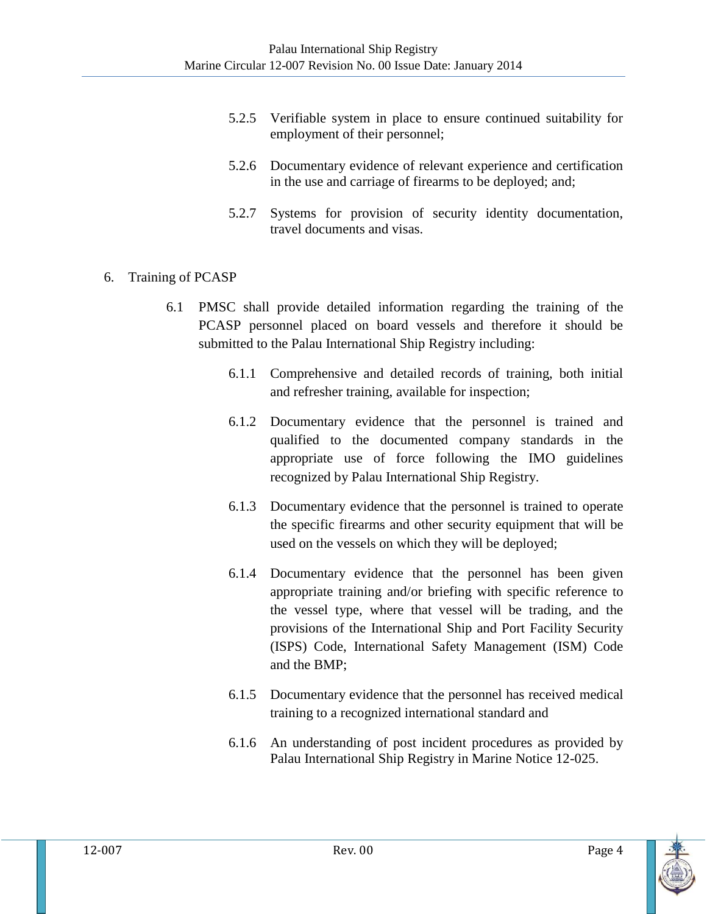5.2.5 Verifiable system in place to ensure continued suitability for employment of their personnel;

5.2.6 Documentary evidence of relevant experience and certification in the use and carriage of firearms to be deployed; and;

5.2.7 Systems for provision of security identity documentation, travel documents and visas.

6. Training of PCASP

6.1 PMSC shall provide detailed information regarding the training of the PCASP personnel placed on board vessels and therefore it should be submitted to the Palau International Ship Registry including:

6.1.1 Comprehensive and detailed records of training, both initial and refresher training, available for inspection;

6.1.2 Documentary evidence that the personnel is trained and qualified to the documented company standards in the appropriate use of force following the IMO guidelines recognized by Palau International Ship Registry.

6.1.3 Documentary evidence that the personnel is trained to operate the specific firearms and other security equipment that will be used on the vessels on which they will be deployed;

6.1.4 Documentary evidence that the personnel has been given appropriate training and/or briefing with specific reference to the vessel type, where that vessel will be trading, and the provisions of the International Ship and Port Facility Security (ISPS) Code, International Safety Management (ISM) Code and the BMP;

6.1.5 Documentary evidence that the personnel has received medical training to a recognized international standard and

6.1.6 An understanding of post incident procedures as provided by Palau International Ship Registry in Marine Notice 12-025.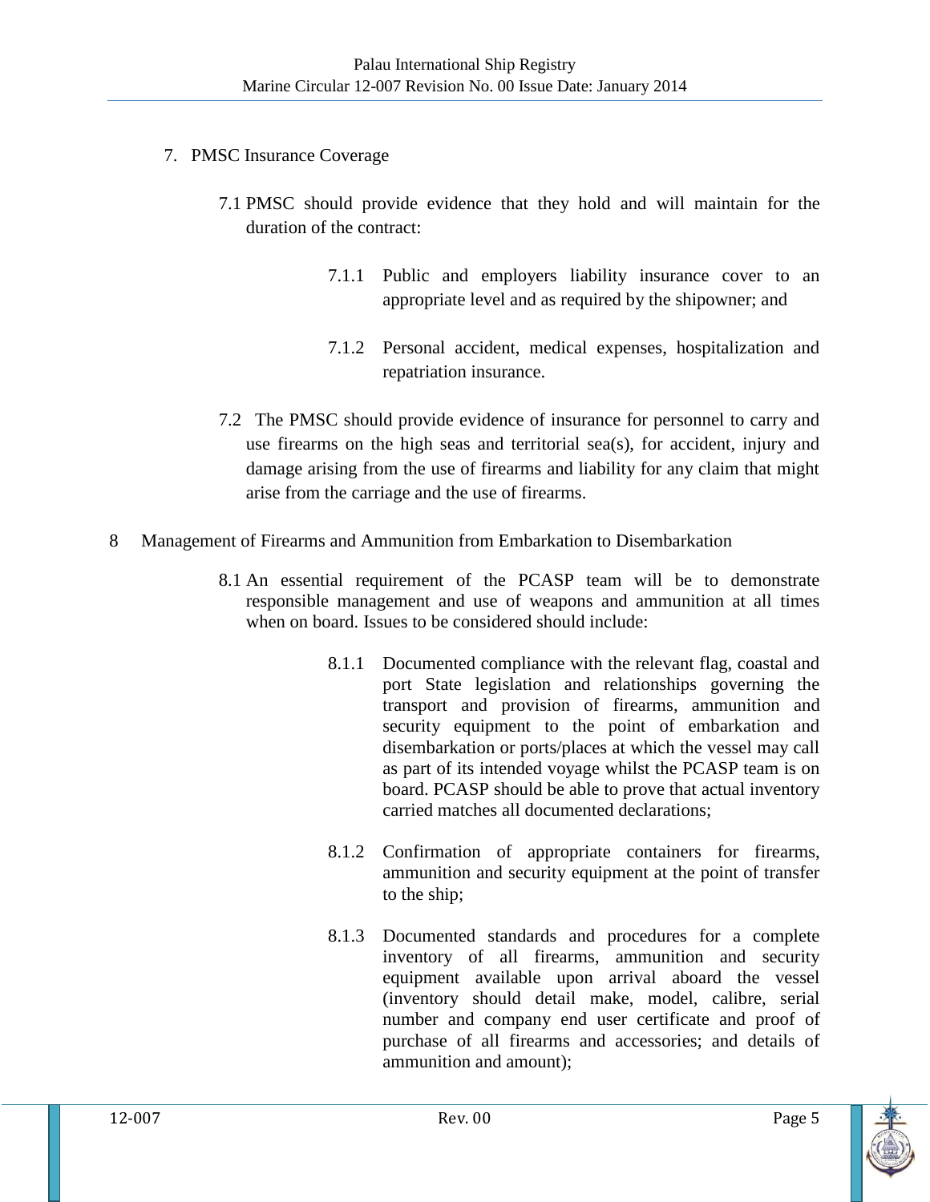7. PMSC Insurance Coverage

7.1 PMSC should provide evidence that they hold and will maintain for the duration of the contract:

7.1.1 Public and employers liability insurance cover to an appropriate level and as required by the shipowner; and

7.1.2 Personal accident, medical expenses, hospitalization and repatriation insurance.

7.2 The PMSC should provide evidence of insurance for personnel to carry and use firearms on the high seas and territorial sea(s), for accident, injury and damage arising from the use of firearms and liability for any claim that might arise from the carriage and the use of firearms.

8 Management of Firearms and Ammunition from Embarkation to Disembarkation

8.1 An essential requirement of the PCASP team will be to demonstrate responsible management and use of weapons and ammunition at all times when on board. Issues to be considered should include:

8.1.1 Documented compliance with the relevant flag, coastal and port State legislation and relationships governing the transport and provision of firearms, ammunition and security equipment to the point of embarkation and disembarkation or ports/places at which the vessel may call as part of its intended voyage whilst the PCASP team is on board. PCASP should be able to prove that actual inventory carried matches all documented declarations;

8.1.2 Confirmation of appropriate containers for firearms, ammunition and security equipment at the point of transfer to the ship;

8.1.3 Documented standards and procedures for a complete inventory of all firearms, ammunition and security equipment available upon arrival aboard the vessel (inventory should detail make, model, calibre, serial number and company end user certificate and proof of purchase of all firearms and accessories; and details of ammunition and amount);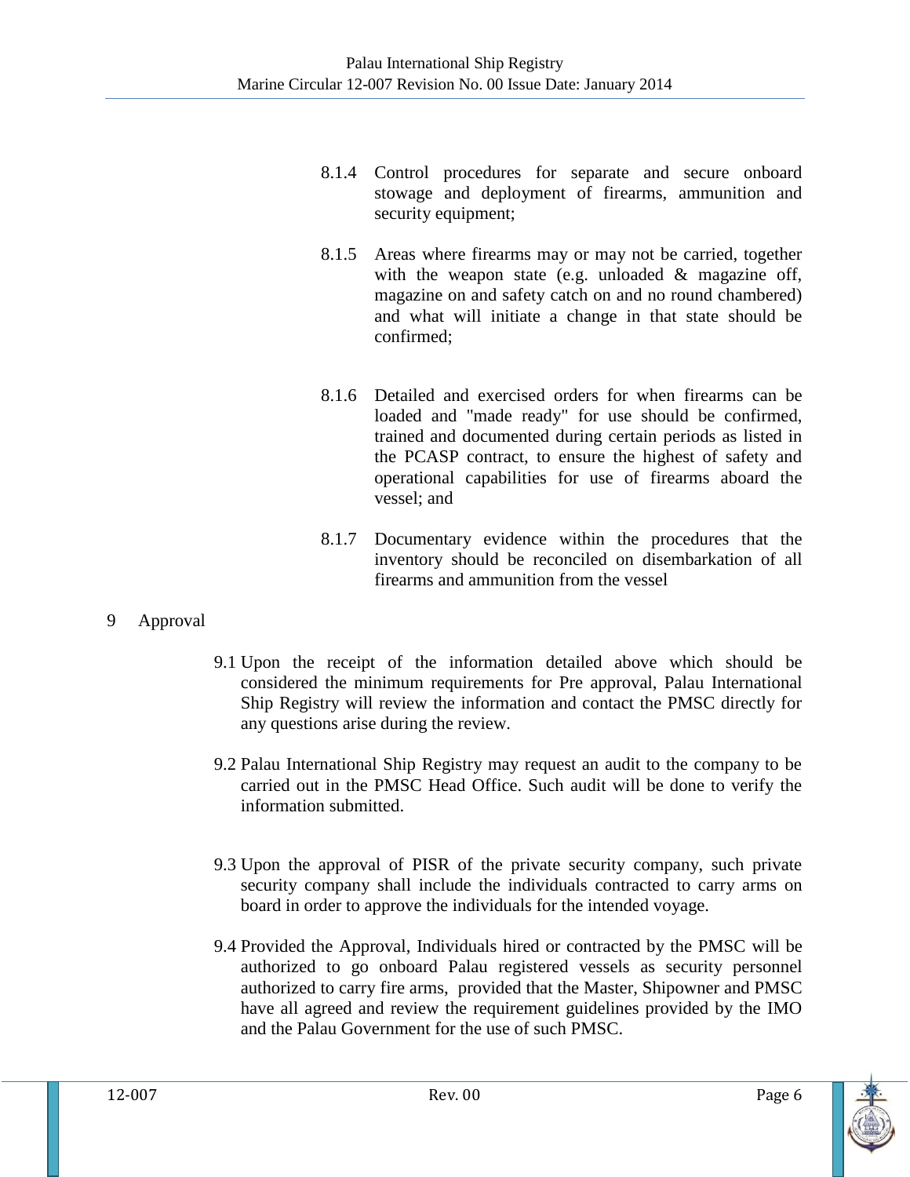8.1.4 Control procedures for separate and secure onboard stowage and deployment of firearms, ammunition and security equipment;

8.1.5 Areas where firearms may or may not be carried, together with the weapon state (e.g. unloaded & magazine off, magazine on and safety catch on and no round chambered) and what will initiate a change in that state should be confirmed;

8.1.6 Detailed and exercised orders for when firearms can be loaded and "made ready" for use should be confirmed, trained and documented during certain periods as listed in the PCASP contract, to ensure the highest of safety and operational capabilities for use of firearms aboard the vessel; and

8.1.7 Documentary evidence within the procedures that the inventory should be reconciled on disembarkation of all firearms and ammunition from the vessel

## 9 Approval

9.1 Upon the receipt of the information detailed above which should be considered the minimum requirements for Pre approval, Palau International Ship Registry will review the information and contact the PMSC directly for any questions arise during the review.

9.2 Palau International Ship Registry may request an audit to the company to be carried out in the PMSC Head Office. Such audit will be done to verify the information submitted.

9.3 Upon the approval of PISR of the private security company, such private security company shall include the individuals contracted to carry arms on board in order to approve the individuals for the intended voyage.

9.4 Provided the Approval, Individuals hired or contracted by the PMSC will be authorized to go onboard Palau registered vessels as security personnel authorized to carry fire arms, provided that the Master, Shipowner and PMSC have all agreed and review the requirement guidelines provided by the IMO and the Palau Government for the use of such PMSC.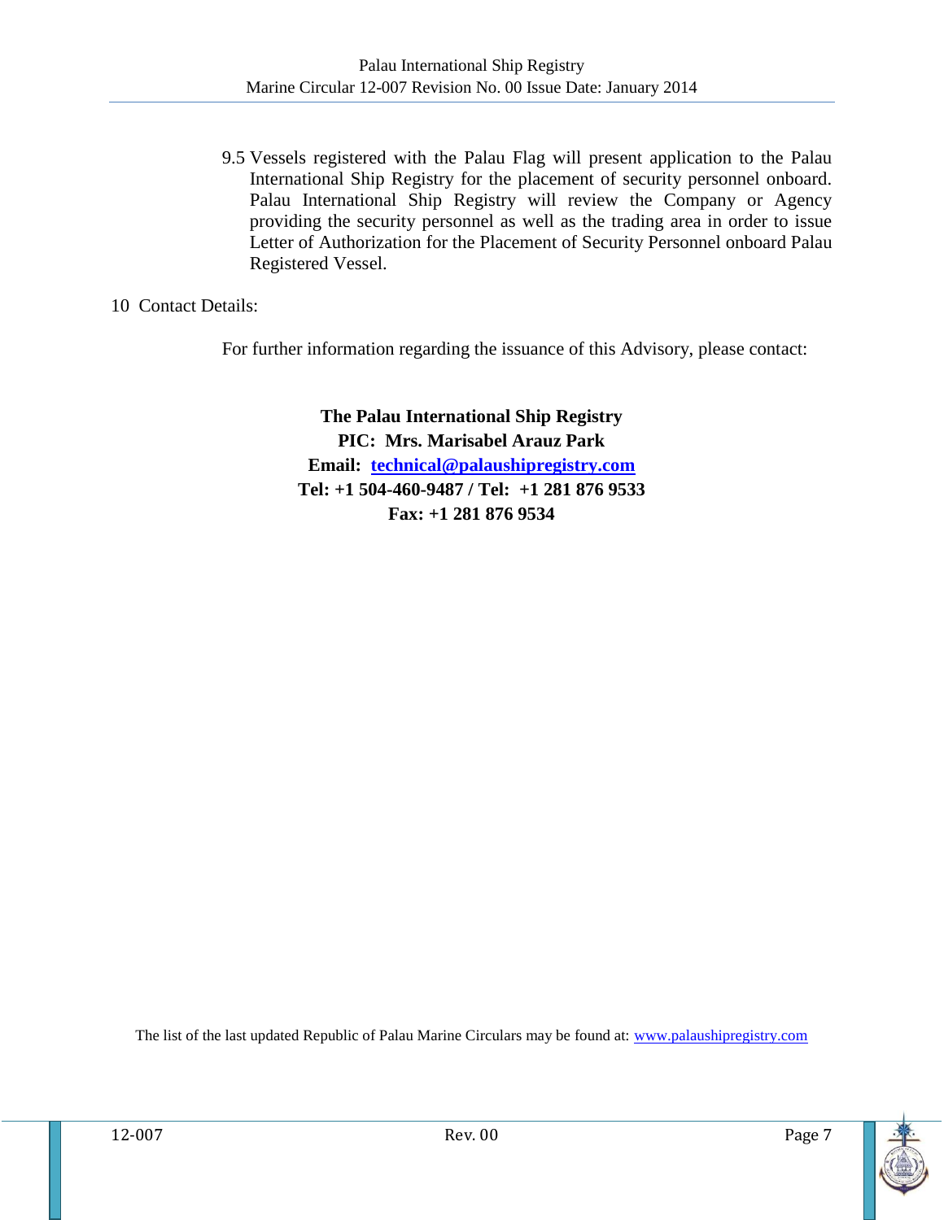9.5 Vessels registered with the Palau Flag will present application to the Palau International Ship Registry for the placement of security personnel onboard. Palau International Ship Registry will review the Company or Agency providing the security personnel as well as the trading area in order to issue Letter of Authorization for the Placement of Security Personnel onboard Palau Registered Vessel.

10 Contact Details:

For further information regarding the issuance of this Advisory, please contact:

**The Palau International Ship Registry**
**PIC: Mrs. Marisabel Arauz Park**
**Email: technical@palaushipregistry.com**
**Tel: +1 504-460-9487 / Tel: +1 281 876 9533**
**Fax: +1 281 876 9534**

The list of the last updated Republic of Palau Marine Circulars may be found at: www.palaushipregistry.com